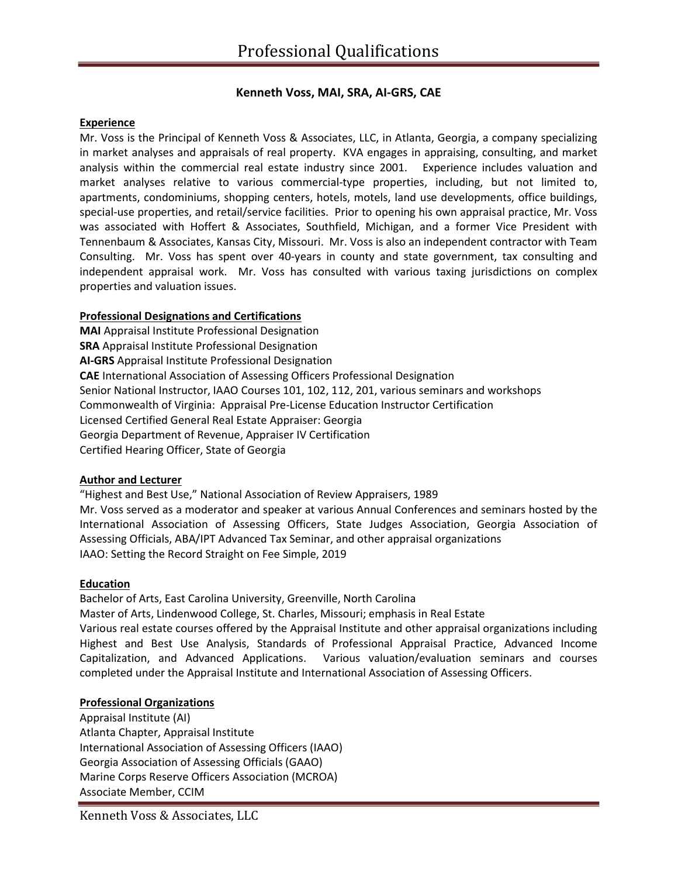# Professional Qualifications

## Kenneth Voss, MAI, SRA, AI-GRS, CAE

### Experience

Mr. Voss is the Principal of Kenneth Voss & Associates, LLC, in Atlanta, Georgia, a company specializing in market analyses and appraisals of real property. KVA engages in appraising, consulting, and market analysis within the commercial real estate industry since 2001. Experience includes valuation and market analyses relative to various commercial-type properties, including, but not limited to, apartments, condominiums, shopping centers, hotels, motels, land use developments, office buildings, special-use properties, and retail/service facilities. Prior to opening his own appraisal practice, Mr. Voss was associated with Hoffert & Associates, Southfield, Michigan, and a former Vice President with Tennenbaum & Associates, Kansas City, Missouri. Mr. Voss is also an independent contractor with Team Consulting. Mr. Voss has spent over 40-years in county and state government, tax consulting and independent appraisal work. Mr. Voss has consulted with various taxing jurisdictions on complex properties and valuation issues.

### Professional Designations and Certifications

**MAI** Appraisal Institute Professional Designation
**SRA** Appraisal Institute Professional Designation
**AI-GRS** Appraisal Institute Professional Designation
**CAE** International Association of Assessing Officers Professional Designation
Senior National Instructor, IAAO Courses 101, 102, 112, 201, various seminars and workshops
Commonwealth of Virginia: Appraisal Pre-License Education Instructor Certification
Licensed Certified General Real Estate Appraiser: Georgia
Georgia Department of Revenue, Appraiser IV Certification
Certified Hearing Officer, State of Georgia

### Author and Lecturer

"Highest and Best Use," National Association of Review Appraisers, 1989
Mr. Voss served as a moderator and speaker at various Annual Conferences and seminars hosted by the International Association of Assessing Officers, State Judges Association, Georgia Association of Assessing Officials, ABA/IPT Advanced Tax Seminar, and other appraisal organizations
IAAO: Setting the Record Straight on Fee Simple, 2019

### Education

Bachelor of Arts, East Carolina University, Greenville, North Carolina
Master of Arts, Lindenwood College, St. Charles, Missouri; emphasis in Real Estate
Various real estate courses offered by the Appraisal Institute and other appraisal organizations including Highest and Best Use Analysis, Standards of Professional Appraisal Practice, Advanced Income Capitalization, and Advanced Applications. Various valuation/evaluation seminars and courses completed under the Appraisal Institute and International Association of Assessing Officers.

### Professional Organizations

Appraisal Institute (AI)
Atlanta Chapter, Appraisal Institute
International Association of Assessing Officers (IAAO)
Georgia Association of Assessing Officials (GAAO)
Marine Corps Reserve Officers Association (MCROA)
Associate Member, CCIM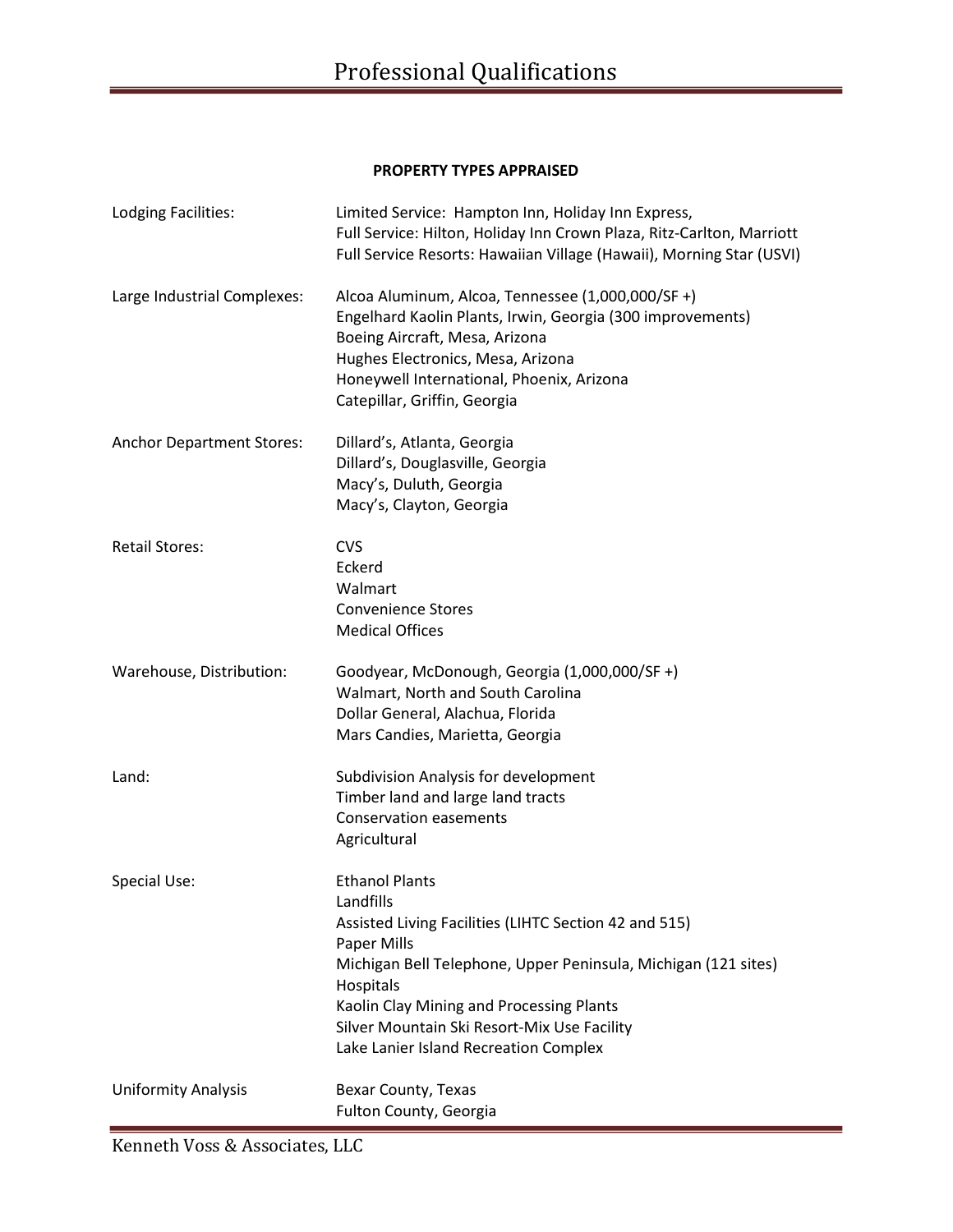## PROPERTY TYPES APPRAISED

| | |
|---|---|
| Lodging Facilities: | Limited Service: Hampton Inn, Holiday Inn Express,<br>Full Service: Hilton, Holiday Inn Crown Plaza, Ritz-Carlton, Marriott<br>Full Service Resorts: Hawaiian Village (Hawaii), Morning Star (USVI) |
| Large Industrial Complexes: | Alcoa Aluminum, Alcoa, Tennessee (1,000,000/SF +)<br>Engelhard Kaolin Plants, Irwin, Georgia (300 improvements)<br>Boeing Aircraft, Mesa, Arizona<br>Hughes Electronics, Mesa, Arizona<br>Honeywell International, Phoenix, Arizona<br>Catepillar, Griffin, Georgia |
| Anchor Department Stores: | Dillard's, Atlanta, Georgia<br>Dillard's, Douglasville, Georgia<br>Macy's, Duluth, Georgia<br>Macy's, Clayton, Georgia |
| Retail Stores: | CVS<br>Eckerd<br>Walmart<br>Convenience Stores<br>Medical Offices |
| Warehouse, Distribution: | Goodyear, McDonough, Georgia (1,000,000/SF +)<br>Walmart, North and South Carolina<br>Dollar General, Alachua, Florida<br>Mars Candies, Marietta, Georgia |
| Land: | Subdivision Analysis for development<br>Timber land and large land tracts<br>Conservation easements<br>Agricultural |
| Special Use: | Ethanol Plants<br>Landfills<br>Assisted Living Facilities (LIHTC Section 42 and 515)<br>Paper Mills<br>Michigan Bell Telephone, Upper Peninsula, Michigan (121 sites)<br>Hospitals<br>Kaolin Clay Mining and Processing Plants<br>Silver Mountain Ski Resort-Mix Use Facility<br>Lake Lanier Island Recreation Complex |
| Uniformity Analysis | Bexar County, Texas<br>Fulton County, Georgia |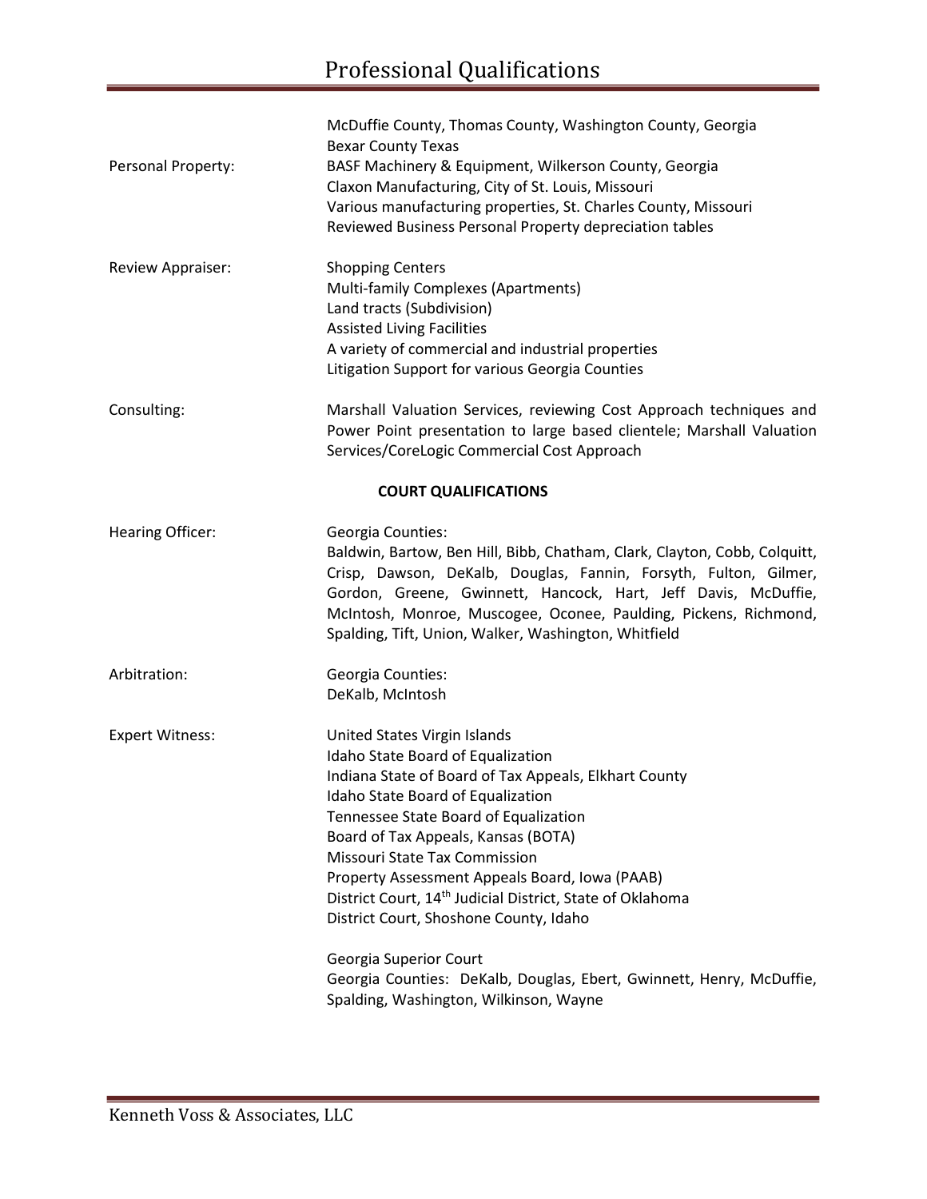| | |
|---|---|
| | McDuffie County, Thomas County, Washington County, Georgia<br>Bexar County Texas |
| Personal Property: | BASF Machinery & Equipment, Wilkerson County, Georgia<br>Claxon Manufacturing, City of St. Louis, Missouri<br>Various manufacturing properties, St. Charles County, Missouri<br>Reviewed Business Personal Property depreciation tables |
| Review Appraiser: | Shopping Centers<br>Multi-family Complexes (Apartments)<br>Land tracts (Subdivision)<br>Assisted Living Facilities<br>A variety of commercial and industrial properties<br>Litigation Support for various Georgia Counties |
| Consulting: | Marshall Valuation Services, reviewing Cost Approach techniques and Power Point presentation to large based clientele; Marshall Valuation Services/CoreLogic Commercial Cost Approach |

**COURT QUALIFICATIONS**

| | |
|---|---|
| Hearing Officer: | Georgia Counties:<br>Baldwin, Bartow, Ben Hill, Bibb, Chatham, Clark, Clayton, Cobb, Colquitt, Crisp, Dawson, DeKalb, Douglas, Fannin, Forsyth, Fulton, Gilmer, Gordon, Greene, Gwinnett, Hancock, Hart, Jeff Davis, McDuffie, McIntosh, Monroe, Muscogee, Oconee, Paulding, Pickens, Richmond, Spalding, Tift, Union, Walker, Washington, Whitfield |
| Arbitration: | Georgia Counties:<br>DeKalb, McIntosh |
| Expert Witness: | United States Virgin Islands<br>Idaho State Board of Equalization<br>Indiana State of Board of Tax Appeals, Elkhart County<br>Idaho State Board of Equalization<br>Tennessee State Board of Equalization<br>Board of Tax Appeals, Kansas (BOTA)<br>Missouri State Tax Commission<br>Property Assessment Appeals Board, Iowa (PAAB)<br>District Court, 14th Judicial District, State of Oklahoma<br>District Court, Shoshone County, Idaho<br><br>Georgia Superior Court<br>Georgia Counties: DeKalb, Douglas, Ebert, Gwinnett, Henry, McDuffie, Spalding, Washington, Wilkinson, Wayne |